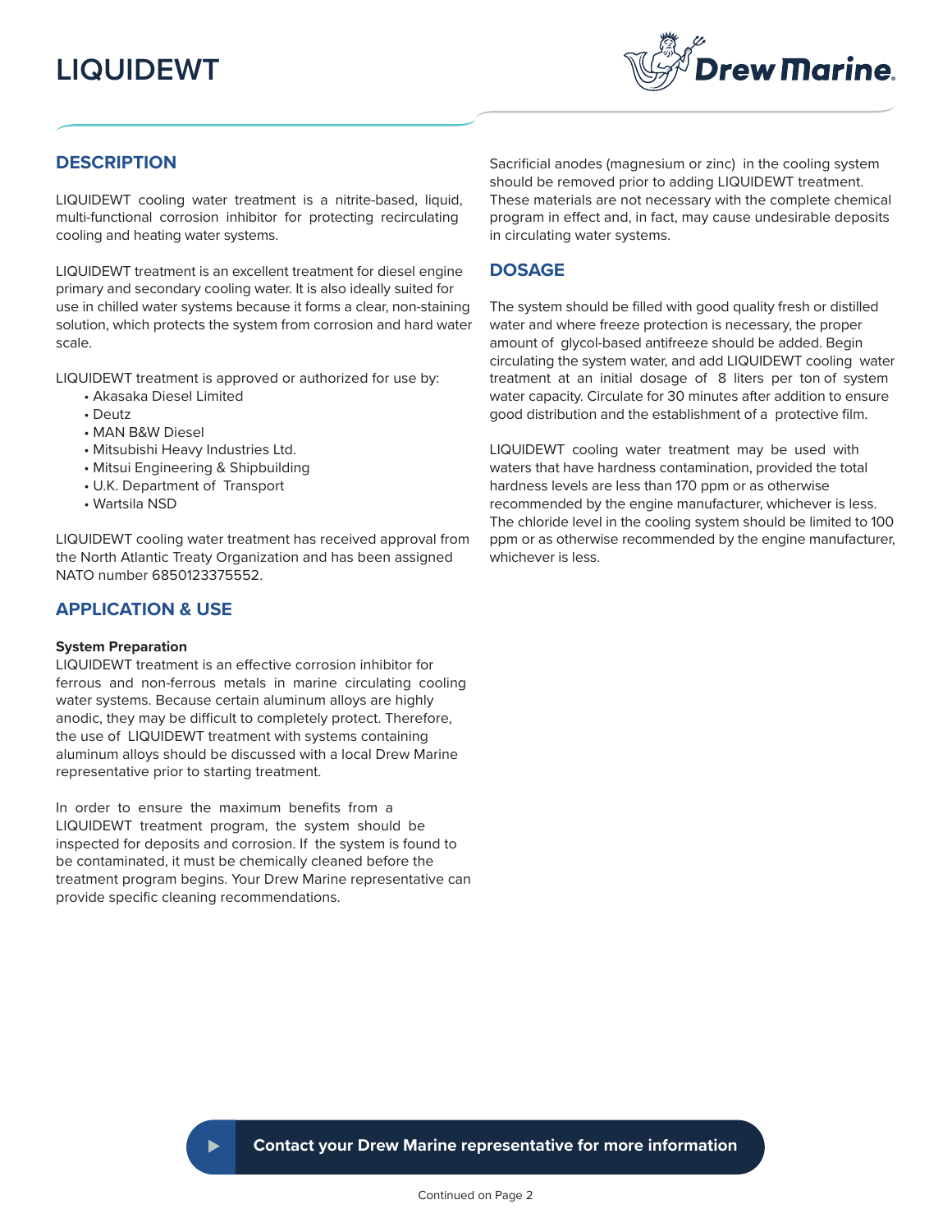# LIQUIDEWT

Drew Marine

## DESCRIPTION

LIQUIDEWT cooling water treatment is a nitrite-based, liquid, multi-functional corrosion inhibitor for protecting recirculating cooling and heating water systems.

LIQUIDEWT treatment is an excellent treatment for diesel engine primary and secondary cooling water. It is also ideally suited for use in chilled water systems because it forms a clear, non-staining solution, which protects the system from corrosion and hard water scale.

LIQUIDEWT treatment is approved or authorized for use by:

- Akasaka Diesel Limited
- Deutz
- MAN B&W Diesel
- Mitsubishi Heavy Industries Ltd.
- Mitsui Engineering & Shipbuilding
- U.K. Department of Transport
- Wartsila NSD

LIQUIDEWT cooling water treatment has received approval from the North Atlantic Treaty Organization and has been assigned NATO number 6850123375552.

## APPLICATION & USE

**System Preparation**

LIQUIDEWT treatment is an effective corrosion inhibitor for ferrous and non-ferrous metals in marine circulating cooling water systems. Because certain aluminum alloys are highly anodic, they may be difficult to completely protect. Therefore, the use of LIQUIDEWT treatment with systems containing aluminum alloys should be discussed with a local Drew Marine representative prior to starting treatment.

In order to ensure the maximum benefits from a LIQUIDEWT treatment program, the system should be inspected for deposits and corrosion. If the system is found to be contaminated, it must be chemically cleaned before the treatment program begins. Your Drew Marine representative can provide specific cleaning recommendations.

Sacrificial anodes (magnesium or zinc) in the cooling system should be removed prior to adding LIQUIDEWT treatment. These materials are not necessary with the complete chemical program in effect and, in fact, may cause undesirable deposits in circulating water systems.

## DOSAGE

The system should be filled with good quality fresh or distilled water and where freeze protection is necessary, the proper amount of glycol-based antifreeze should be added. Begin circulating the system water, and add LIQUIDEWT cooling water treatment at an initial dosage of 8 liters per ton of system water capacity. Circulate for 30 minutes after addition to ensure good distribution and the establishment of a protective film.

LIQUIDEWT cooling water treatment may be used with waters that have hardness contamination, provided the total hardness levels are less than 170 ppm or as otherwise recommended by the engine manufacturer, whichever is less. The chloride level in the cooling system should be limited to 100 ppm or as otherwise recommended by the engine manufacturer, whichever is less.

**Contact your Drew Marine representative for more information**

Continued on Page 2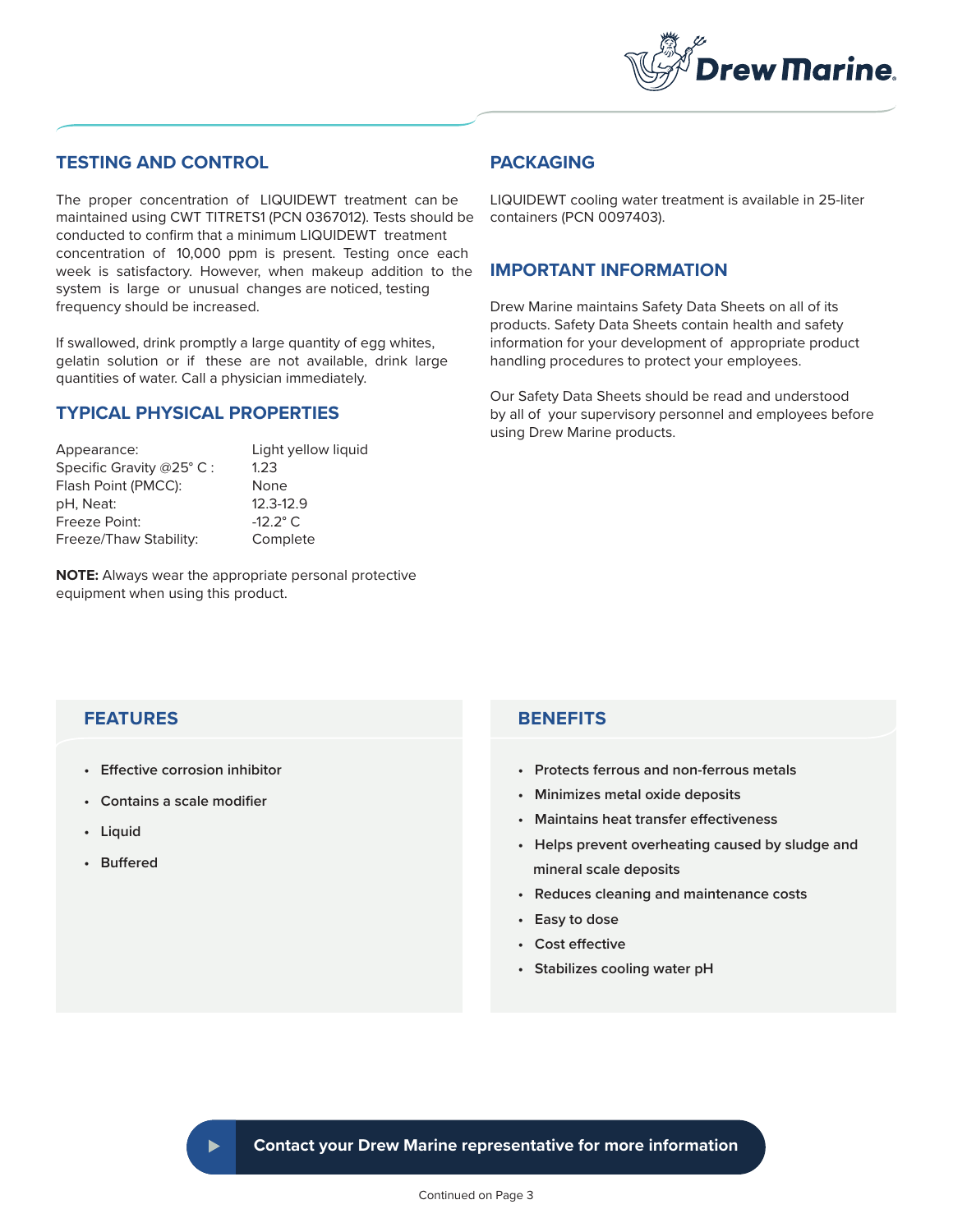## TESTING AND CONTROL

The proper concentration of LIQUIDEWT treatment can be maintained using CWT TITRETS1 (PCN 0367012). Tests should be conducted to confirm that a minimum LIQUIDEWT treatment concentration of 10,000 ppm is present. Testing once each week is satisfactory. However, when makeup addition to the system is large or unusual changes are noticed, testing frequency should be increased.

If swallowed, drink promptly a large quantity of egg whites, gelatin solution or if these are not available, drink large quantities of water. Call a physician immediately.

## TYPICAL PHYSICAL PROPERTIES

| | |
|---|---|
| Appearance: | Light yellow liquid |
| Specific Gravity @25° C : | 1.23 |
| Flash Point (PMCC): | None |
| pH, Neat: | 12.3-12.9 |
| Freeze Point: | -12.2° C |
| Freeze/Thaw Stability: | Complete |

**NOTE:** Always wear the appropriate personal protective equipment when using this product.

## PACKAGING

LIQUIDEWT cooling water treatment is available in 25-liter containers (PCN 0097403).

## IMPORTANT INFORMATION

Drew Marine maintains Safety Data Sheets on all of its products. Safety Data Sheets contain health and safety information for your development of appropriate product handling procedures to protect your employees.

Our Safety Data Sheets should be read and understood by all of your supervisory personnel and employees before using Drew Marine products.

## FEATURES

- **Effective corrosion inhibitor**
- **Contains a scale modifier**
- **Liquid**
- **Buffered**

## BENEFITS

- **Protects ferrous and non-ferrous metals**
- **Minimizes metal oxide deposits**
- **Maintains heat transfer effectiveness**
- **Helps prevent overheating caused by sludge and mineral scale deposits**
- **Reduces cleaning and maintenance costs**
- **Easy to dose**
- **Cost effective**
- **Stabilizes cooling water pH**

**Contact your Drew Marine representative for more information**

Continued on Page 3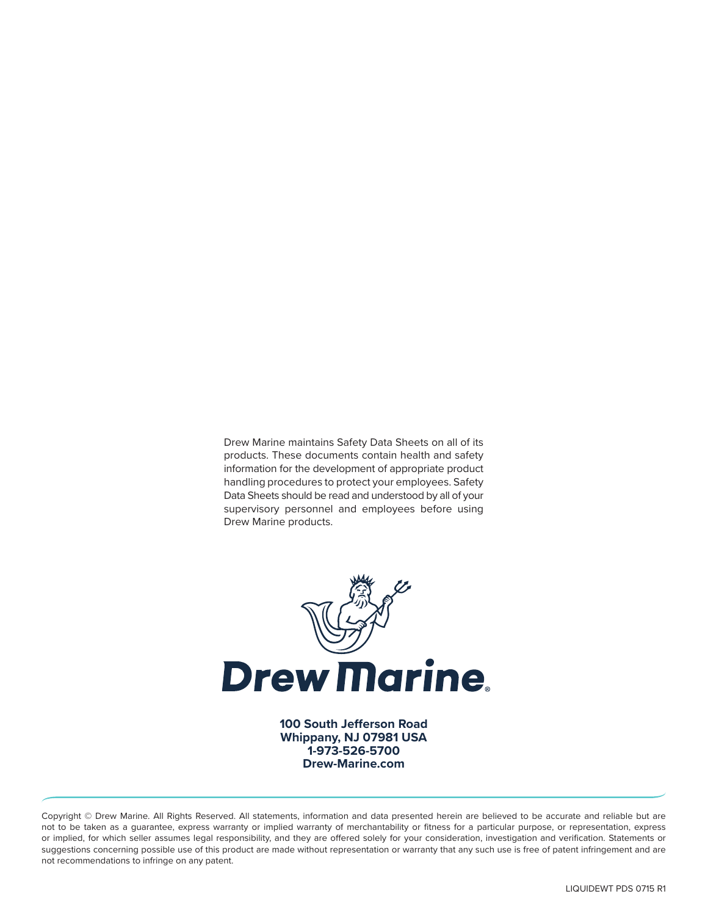Drew Marine maintains Safety Data Sheets on all of its products. These documents contain health and safety information for the development of appropriate product handling procedures to protect your employees. Safety Data Sheets should be read and understood by all of your supervisory personnel and employees before using Drew Marine products.

**Drew Marine**

**100 South Jefferson Road**
**Whippany, NJ 07981 USA**
**1-973-526-5700**
**Drew-Marine.com**

Copyright © Drew Marine. All Rights Reserved. All statements, information and data presented herein are believed to be accurate and reliable but are not to be taken as a guarantee, express warranty or implied warranty of merchantability or fitness for a particular purpose, or representation, express or implied, for which seller assumes legal responsibility, and they are offered solely for your consideration, investigation and verification. Statements or suggestions concerning possible use of this product are made without representation or warranty that any such use is free of patent infringement and are not recommendations to infringe on any patent.

LIQUIDEWT PDS 0715 R1